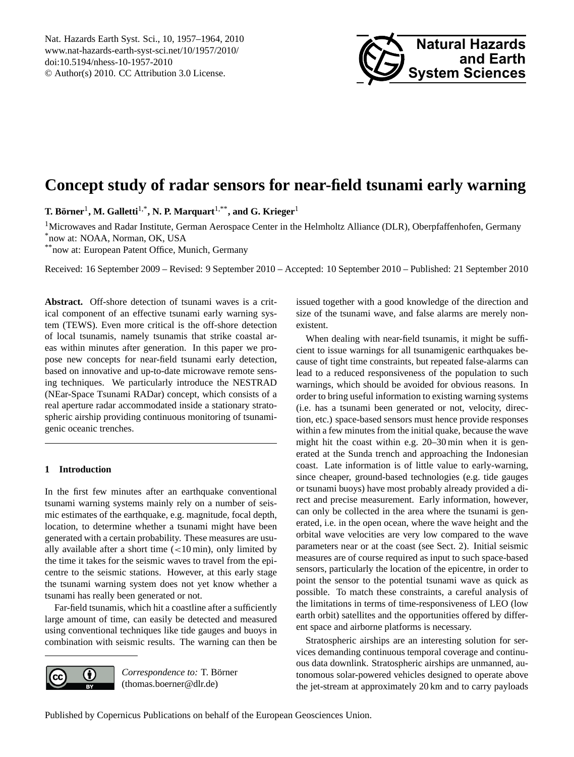# Concept study of radar sensors for near-field tsunami early warning

**T. Börner**[1], **M. Galletti**[1,*], **N. P. Marquart**[1,**], **and G. Krieger**[1]

[1]Microwaves and Radar Institute, German Aerospace Center in the Helmholtz Alliance (DLR), Oberpfaffenhofen, Germany
[*]now at: NOAA, Norman, OK, USA
[**]now at: European Patent Office, Munich, Germany

Received: 16 September 2009 – Revised: 9 September 2010 – Accepted: 10 September 2010 – Published: 21 September 2010

**Abstract.** Off-shore detection of tsunami waves is a critical component of an effective tsunami early warning system (TEWS). Even more critical is the off-shore detection of local tsunamis, namely tsunamis that strike coastal areas within minutes after generation. In this paper we propose new concepts for near-field tsunami early detection, based on innovative and up-to-date microwave remote sensing techniques. We particularly introduce the NESTRAD (NEar-Space Tsunami RADar) concept, which consists of a real aperture radar accommodated inside a stationary stratospheric airship providing continuous monitoring of tsunamigenic oceanic trenches.

## 1 Introduction

In the first few minutes after an earthquake conventional tsunami warning systems mainly rely on a number of seismic estimates of the earthquake, e.g. magnitude, focal depth, location, to determine whether a tsunami might have been generated with a certain probability. These measures are usually available after a short time (<10 min), only limited by the time it takes for the seismic waves to travel from the epicentre to the seismic stations. However, at this early stage the tsunami warning system does not yet know whether a tsunami has really been generated or not.

Far-field tsunamis, which hit a coastline after a sufficiently large amount of time, can easily be detected and measured using conventional techniques like tide gauges and buoys in combination with seismic results. The warning can then be issued together with a good knowledge of the direction and size of the tsunami wave, and false alarms are merely nonexistent.

When dealing with near-field tsunamis, it might be sufficient to issue warnings for all tsunamigenic earthquakes because of tight time constraints, but repeated false-alarms can lead to a reduced responsiveness of the population to such warnings, which should be avoided for obvious reasons. In order to bring useful information to existing warning systems (i.e. has a tsunami been generated or not, velocity, direction, etc.) space-based sensors must hence provide responses within a few minutes from the initial quake, because the wave might hit the coast within e.g. 20–30 min when it is generated at the Sunda trench and approaching the Indonesian coast. Late information is of little value to early-warning, since cheaper, ground-based technologies (e.g. tide gauges or tsunami buoys) have most probably already provided a direct and precise measurement. Early information, however, can only be collected in the area where the tsunami is generated, i.e. in the open ocean, where the wave height and the orbital wave velocities are very low compared to the wave parameters near or at the coast (see Sect. 2). Initial seismic measures are of course required as input to such space-based sensors, particularly the location of the epicentre, in order to point the sensor to the potential tsunami wave as quick as possible. To match these constraints, a careful analysis of the limitations in terms of time-responsiveness of LEO (low earth orbit) satellites and the opportunities offered by different space and airborne platforms is necessary.

Stratospheric airships are an interesting solution for services demanding continuous temporal coverage and continuous data downlink. Stratospheric airships are unmanned, autonomous solar-powered vehicles designed to operate above the jet-stream at approximately 20 km and to carry payloads

*Correspondence to:* T. Börner (thomas.boerner@dlr.de)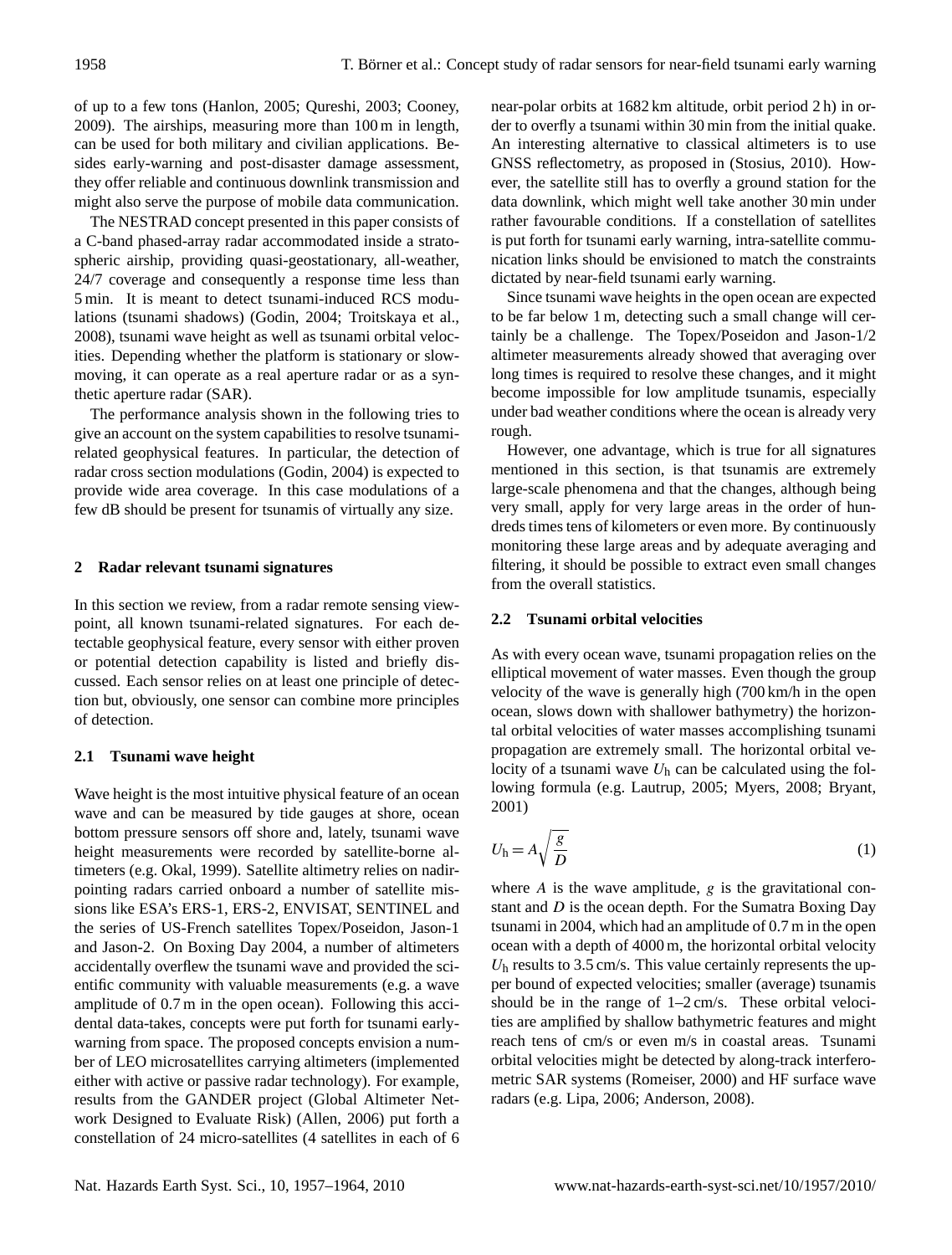of up to a few tons (Hanlon, 2005; Qureshi, 2003; Cooney, 2009). The airships, measuring more than 100 m in length, can be used for both military and civilian applications. Besides early-warning and post-disaster damage assessment, they offer reliable and continuous downlink transmission and might also serve the purpose of mobile data communication.

The NESTRAD concept presented in this paper consists of a C-band phased-array radar accommodated inside a stratospheric airship, providing quasi-geostationary, all-weather, 24/7 coverage and consequently a response time less than 5 min. It is meant to detect tsunami-induced RCS modulations (tsunami shadows) (Godin, 2004; Troitskaya et al., 2008), tsunami wave height as well as tsunami orbital velocities. Depending whether the platform is stationary or slow-moving, it can operate as a real aperture radar or as a synthetic aperture radar (SAR).

The performance analysis shown in the following tries to give an account on the system capabilities to resolve tsunami-related geophysical features. In particular, the detection of radar cross section modulations (Godin, 2004) is expected to provide wide area coverage. In this case modulations of a few dB should be present for tsunamis of virtually any size.

## 2 Radar relevant tsunami signatures

In this section we review, from a radar remote sensing viewpoint, all known tsunami-related signatures. For each detectable geophysical feature, every sensor with either proven or potential detection capability is listed and briefly discussed. Each sensor relies on at least one principle of detection but, obviously, one sensor can combine more principles of detection.

### 2.1 Tsunami wave height

Wave height is the most intuitive physical feature of an ocean wave and can be measured by tide gauges at shore, ocean bottom pressure sensors off shore and, lately, tsunami wave height measurements were recorded by satellite-borne altimeters (e.g. Okal, 1999). Satellite altimetry relies on nadir-pointing radars carried onboard a number of satellite missions like ESA's ERS-1, ERS-2, ENVISAT, SENTINEL and the series of US-French satellites Topex/Poseidon, Jason-1 and Jason-2. On Boxing Day 2004, a number of altimeters accidentally overflew the tsunami wave and provided the scientific community with valuable measurements (e.g. a wave amplitude of 0.7 m in the open ocean). Following this accidental data-takes, concepts were put forth for tsunami early-warning from space. The proposed concepts envision a number of LEO microsatellites carrying altimeters (implemented either with active or passive radar technology). For example, results from the GANDER project (Global Altimeter Network Designed to Evaluate Risk) (Allen, 2006) put forth a constellation of 24 micro-satellites (4 satellites in each of 6 near-polar orbits at 1682 km altitude, orbit period 2 h) in order to overfly a tsunami within 30 min from the initial quake. An interesting alternative to classical altimeters is to use GNSS reflectometry, as proposed in (Stosius, 2010). However, the satellite still has to overfly a ground station for the data downlink, which might well take another 30 min under rather favourable conditions. If a constellation of satellites is put forth for tsunami early warning, intra-satellite communication links should be envisioned to match the constraints dictated by near-field tsunami early warning.

Since tsunami wave heights in the open ocean are expected to be far below 1 m, detecting such a small change will certainly be a challenge. The Topex/Poseidon and Jason-1/2 altimeter measurements already showed that averaging over long times is required to resolve these changes, and it might become impossible for low amplitude tsunamis, especially under bad weather conditions where the ocean is already very rough.

However, one advantage, which is true for all signatures mentioned in this section, is that tsunamis are extremely large-scale phenomena and that the changes, although being very small, apply for very large areas in the order of hundreds times tens of kilometers or even more. By continuously monitoring these large areas and by adequate averaging and filtering, it should be possible to extract even small changes from the overall statistics.

### 2.2 Tsunami orbital velocities

As with every ocean wave, tsunami propagation relies on the elliptical movement of water masses. Even though the group velocity of the wave is generally high (700 km/h in the open ocean, slows down with shallower bathymetry) the horizontal orbital velocities of water masses accomplishing tsunami propagation are extremely small. The horizontal orbital velocity of a tsunami wave $U_\text{h}$ can be calculated using the following formula (e.g. Lautrup, 2005; Myers, 2008; Bryant, 2001)

$$U_\text{h} = A\sqrt{\frac{g}{D}} \tag{1}$$

where $A$ is the wave amplitude, $g$ is the gravitational constant and $D$ is the ocean depth. For the Sumatra Boxing Day tsunami in 2004, which had an amplitude of 0.7 m in the open ocean with a depth of 4000 m, the horizontal orbital velocity $U_\text{h}$ results to 3.5 cm/s. This value certainly represents the upper bound of expected velocities; smaller (average) tsunamis should be in the range of 1–2 cm/s. These orbital velocities are amplified by shallow bathymetric features and might reach tens of cm/s or even m/s in coastal areas. Tsunami orbital velocities might be detected by along-track interferometric SAR systems (Romeiser, 2000) and HF surface wave radars (e.g. Lipa, 2006; Anderson, 2008).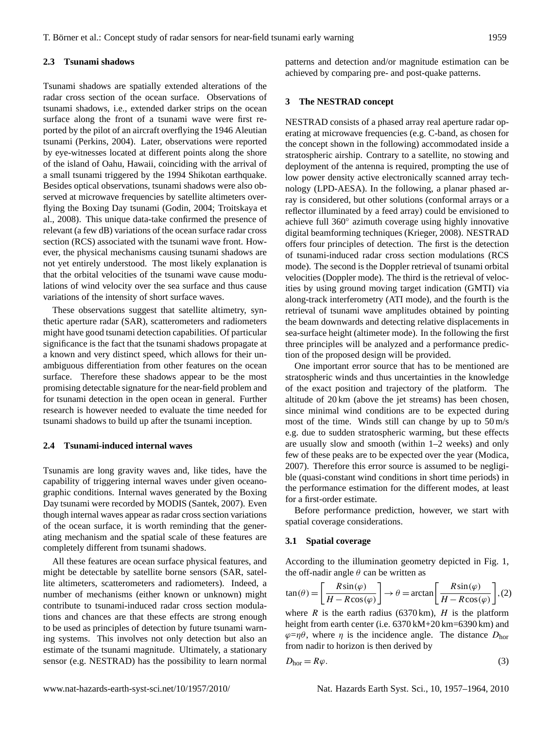### 2.3 Tsunami shadows

Tsunami shadows are spatially extended alterations of the radar cross section of the ocean surface. Observations of tsunami shadows, i.e., extended darker strips on the ocean surface along the front of a tsunami wave were first reported by the pilot of an aircraft overflying the 1946 Aleutian tsunami (Perkins, 2004). Later, observations were reported by eye-witnesses located at different points along the shore of the island of Oahu, Hawaii, coinciding with the arrival of a small tsunami triggered by the 1994 Shikotan earthquake. Besides optical observations, tsunami shadows were also observed at microwave frequencies by satellite altimeters overflying the Boxing Day tsunami (Godin, 2004; Troitskaya et al., 2008). This unique data-take confirmed the presence of relevant (a few dB) variations of the ocean surface radar cross section (RCS) associated with the tsunami wave front. However, the physical mechanisms causing tsunami shadows are not yet entirely understood. The most likely explanation is that the orbital velocities of the tsunami wave cause modulations of wind velocity over the sea surface and thus cause variations of the intensity of short surface waves.

These observations suggest that satellite altimetry, synthetic aperture radar (SAR), scatterometers and radiometers might have good tsunami detection capabilities. Of particular significance is the fact that the tsunami shadows propagate at a known and very distinct speed, which allows for their unambiguous differentiation from other features on the ocean surface. Therefore these shadows appear to be the most promising detectable signature for the near-field problem and for tsunami detection in the open ocean in general. Further research is however needed to evaluate the time needed for tsunami shadows to build up after the tsunami inception.

### 2.4 Tsunami-induced internal waves

Tsunamis are long gravity waves and, like tides, have the capability of triggering internal waves under given oceanographic conditions. Internal waves generated by the Boxing Day tsunami were recorded by MODIS (Santek, 2007). Even though internal waves appear as radar cross section variations of the ocean surface, it is worth reminding that the generating mechanism and the spatial scale of these features are completely different from tsunami shadows.

All these features are ocean surface physical features, and might be detectable by satellite borne sensors (SAR, satellite altimeters, scatterometers and radiometers). Indeed, a number of mechanisms (either known or unknown) might contribute to tsunami-induced radar cross section modulations and chances are that these effects are strong enough to be used as principles of detection by future tsunami warning systems. This involves not only detection but also an estimate of the tsunami magnitude. Ultimately, a stationary sensor (e.g. NESTRAD) has the possibility to learn normal patterns and detection and/or magnitude estimation can be achieved by comparing pre- and post-quake patterns.

## 3 The NESTRAD concept

NESTRAD consists of a phased array real aperture radar operating at microwave frequencies (e.g. C-band, as chosen for the concept shown in the following) accommodated inside a stratospheric airship. Contrary to a satellite, no stowing and deployment of the antenna is required, prompting the use of low power density active electronically scanned array technology (LPD-AESA). In the following, a planar phased array is considered, but other solutions (conformal arrays or a reflector illuminated by a feed array) could be envisioned to achieve full 360° azimuth coverage using highly innovative digital beamforming techniques (Krieger, 2008). NESTRAD offers four principles of detection. The first is the detection of tsunami-induced radar cross section modulations (RCS mode). The second is the Doppler retrieval of tsunami orbital velocities (Doppler mode). The third is the retrieval of velocities by using ground moving target indication (GMTI) via along-track interferometry (ATI mode), and the fourth is the retrieval of tsunami wave amplitudes obtained by pointing the beam downwards and detecting relative displacements in sea-surface height (altimeter mode). In the following the first three principles will be analyzed and a performance prediction of the proposed design will be provided.

One important error source that has to be mentioned are stratospheric winds and thus uncertainties in the knowledge of the exact position and trajectory of the platform. The altitude of 20 km (above the jet streams) has been chosen, since minimal wind conditions are to be expected during most of the time. Winds still can change by up to 50 m/s e.g. due to sudden stratospheric warming, but these effects are usually slow and smooth (within 1–2 weeks) and only few of these peaks are to be expected over the year (Modica, 2007). Therefore this error source is assumed to be negligible (quasi-constant wind conditions in short time periods) in the performance estimation for the different modes, at least for a first-order estimate.

Before performance prediction, however, we start with spatial coverage considerations.

### 3.1 Spatial coverage

According to the illumination geometry depicted in Fig. 1, the off-nadir angle $\theta$ can be written as

$$\tan(\theta) = \left[\frac{R\sin(\varphi)}{H - R\cos(\varphi)}\right] \rightarrow \theta = \arctan\left[\frac{R\sin(\varphi)}{H - R\cos(\varphi)}\right], \quad (2)$$

where $R$ is the earth radius (6370 km), $H$ is the platform height from earth center (i.e. 6370 kM+20 km=6390 km) and $\varphi=\eta\theta$, where $\eta$ is the incidence angle. The distance $D_{\mathrm{hor}}$ from nadir to horizon is then derived by

$$D_{\mathrm{hor}} = R\varphi. \quad (3)$$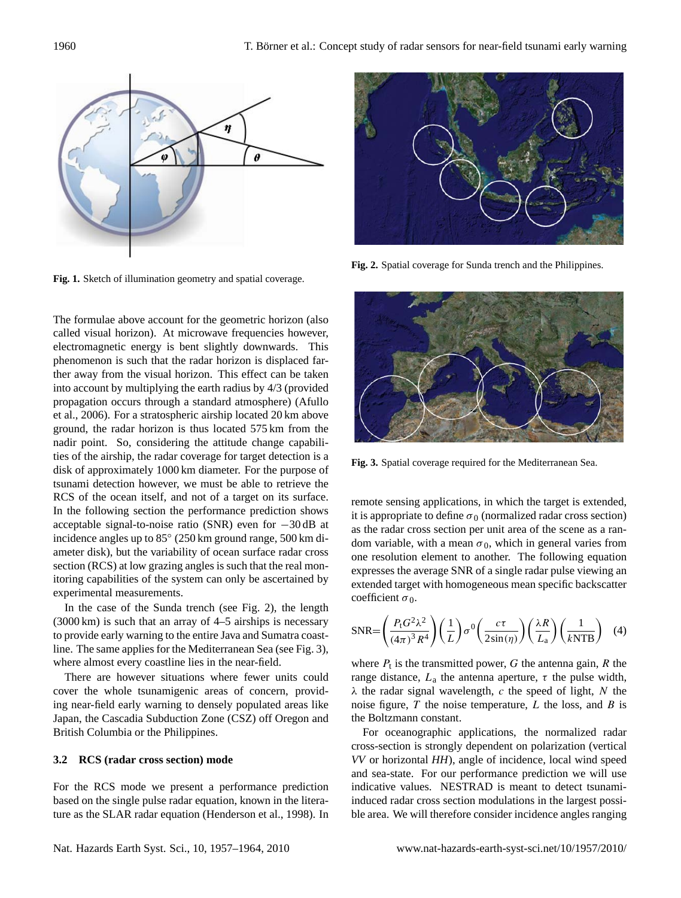Fig. 1. Sketch of illumination geometry and spatial coverage.

Fig. 2. Spatial coverage for Sunda trench and the Philippines.

Fig. 3. Spatial coverage required for the Mediterranean Sea.

The formulae above account for the geometric horizon (also called visual horizon). At microwave frequencies however, electromagnetic energy is bent slightly downwards. This phenomenon is such that the radar horizon is displaced farther away from the visual horizon. This effect can be taken into account by multiplying the earth radius by 4/3 (provided propagation occurs through a standard atmosphere) (Afullo et al., 2006). For a stratospheric airship located 20 km above ground, the radar horizon is thus located 575 km from the nadir point. So, considering the attitude change capabilities of the airship, the radar coverage for target detection is a disk of approximately 1000 km diameter. For the purpose of tsunami detection however, we must be able to retrieve the RCS of the ocean itself, and not of a target on its surface. In the following section the performance prediction shows acceptable signal-to-noise ratio (SNR) even for −30 dB at incidence angles up to 85° (250 km ground range, 500 km diameter disk), but the variability of ocean surface radar cross section (RCS) at low grazing angles is such that the real monitoring capabilities of the system can only be ascertained by experimental measurements.

In the case of the Sunda trench (see Fig. 2), the length (3000 km) is such that an array of 4–5 airships is necessary to provide early warning to the entire Java and Sumatra coastline. The same applies for the Mediterranean Sea (see Fig. 3), where almost every coastline lies in the near-field.

There are however situations where fewer units could cover the whole tsunamigenic areas of concern, providing near-field early warning to densely populated areas like Japan, the Cascadia Subduction Zone (CSZ) off Oregon and British Columbia or the Philippines.

### 3.2 RCS (radar cross section) mode

For the RCS mode we present a performance prediction based on the single pulse radar equation, known in the literature as the SLAR radar equation (Henderson et al., 1998). In remote sensing applications, in which the target is extended, it is appropriate to define $\sigma_0$ (normalized radar cross section) as the radar cross section per unit area of the scene as a random variable, with a mean $\sigma_0$, which in general varies from one resolution element to another. The following equation expresses the average SNR of a single radar pulse viewing an extended target with homogeneous mean specific backscatter coefficient $\sigma_0$.

$$\mathrm{SNR}=\left(\frac{P_\mathrm{t}G^2\lambda^2}{(4\pi)^3R^4}\right)\left(\frac{1}{L}\right)\sigma^0\left(\frac{c\tau}{2\sin(\eta)}\right)\left(\frac{\lambda R}{L_\mathrm{a}}\right)\left(\frac{1}{k\mathrm{NTB}}\right) \quad (4)$$

where $P_\mathrm{t}$ is the transmitted power, $G$ the antenna gain, $R$ the range distance, $L_\mathrm{a}$ the antenna aperture, $\tau$ the pulse width, $\lambda$ the radar signal wavelength, $c$ the speed of light, $N$ the noise figure, $T$ the noise temperature, $L$ the loss, and $B$ is the Boltzmann constant.

For oceanographic applications, the normalized radar cross-section is strongly dependent on polarization (vertical *VV* or horizontal *HH*), angle of incidence, local wind speed and sea-state. For our performance prediction we will use indicative values. NESTRAD is meant to detect tsunami-induced radar cross section modulations in the largest possible area. We will therefore consider incidence angles ranging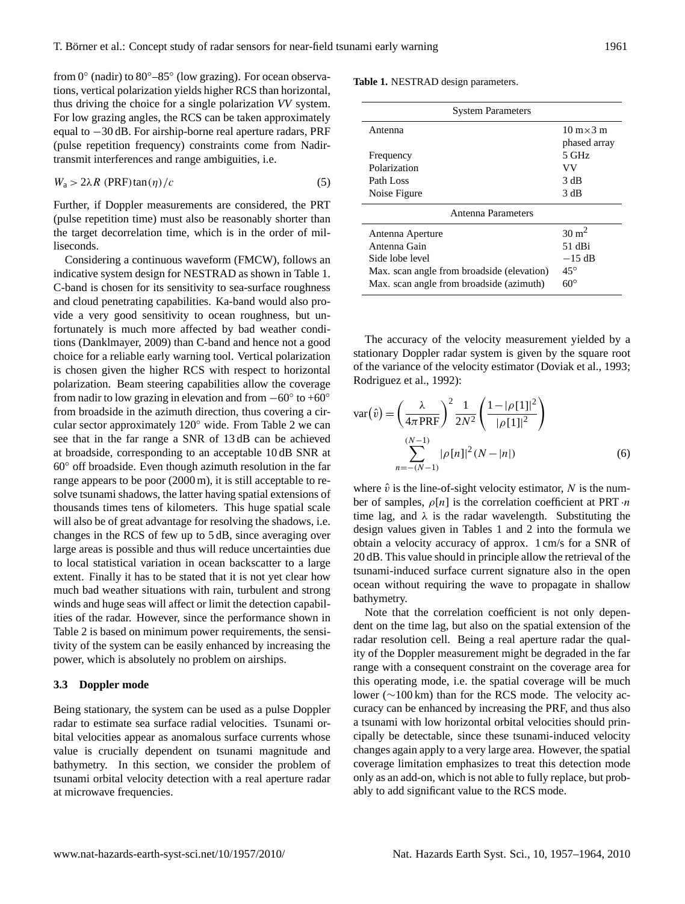from 0° (nadir) to 80°–85° (low grazing). For ocean observations, vertical polarization yields higher RCS than horizontal, thus driving the choice for a single polarization *VV* system. For low grazing angles, the RCS can be taken approximately equal to −30 dB. For airship-borne real aperture radars, PRF (pulse repetition frequency) constraints come from Nadir-transmit interferences and range ambiguities, i.e.

$$W_a > 2\lambda R\ (\mathrm{PRF})\tan(\eta)/c \tag{5}$$

Further, if Doppler measurements are considered, the PRT (pulse repetition time) must also be reasonably shorter than the target decorrelation time, which is in the order of milliseconds.

Considering a continuous waveform (FMCW), follows an indicative system design for NESTRAD as shown in Table 1. C-band is chosen for its sensitivity to sea-surface roughness and cloud penetrating capabilities. Ka-band would also provide a very good sensitivity to ocean roughness, but unfortunately is much more affected by bad weather conditions (Danklmayer, 2009) than C-band and hence not a good choice for a reliable early warning tool. Vertical polarization is chosen given the higher RCS with respect to horizontal polarization. Beam steering capabilities allow the coverage from nadir to low grazing in elevation and from −60° to +60° from broadside in the azimuth direction, thus covering a circular sector approximately 120° wide. From Table 2 we can see that in the far range a SNR of 13 dB can be achieved at broadside, corresponding to an acceptable 10 dB SNR at 60° off broadside. Even though azimuth resolution in the far range appears to be poor (2000 m), it is still acceptable to resolve tsunami shadows, the latter having spatial extensions of thousands times tens of kilometers. This huge spatial scale will also be of great advantage for resolving the shadows, i.e. changes in the RCS of few up to 5 dB, since averaging over large areas is possible and thus will reduce uncertainties due to local statistical variation in ocean backscatter to a large extent. Finally it has to be stated that it is not yet clear how much bad weather situations with rain, turbulent and strong winds and huge seas will affect or limit the detection capabilities of the radar. However, since the performance shown in Table 2 is based on minimum power requirements, the sensitivity of the system can be easily enhanced by increasing the power, which is absolutely no problem on airships.

### 3.3 Doppler mode

Being stationary, the system can be used as a pulse Doppler radar to estimate sea surface radial velocities. Tsunami orbital velocities appear as anomalous surface currents whose value is crucially dependent on tsunami magnitude and bathymetry. In this section, we consider the problem of tsunami orbital velocity detection with a real aperture radar at microwave frequencies.

**Table 1.** NESTRAD design parameters.

| System Parameters | |
|---|---|
| Antenna | 10 m×3 m phased array |
| Frequency | 5 GHz |
| Polarization | VV |
| Path Loss | 3 dB |
| Noise Figure | 3 dB |
| **Antenna Parameters** | |
| Antenna Aperture | 30 m$^2$ |
| Antenna Gain | 51 dBi |
| Side lobe level | −15 dB |
| Max. scan angle from broadside (elevation) | 45° |
| Max. scan angle from broadside (azimuth) | 60° |

The accuracy of the velocity measurement yielded by a stationary Doppler radar system is given by the square root of the variance of the velocity estimator (Doviak et al., 1993; Rodriguez et al., 1992):

$$\mathrm{var}(\hat{v}) = \left(\frac{\lambda}{4\pi\,\mathrm{PRF}}\right)^2 \frac{1}{2N^2}\left(\frac{1-|\rho[1]|^2}{|\rho[1]|^2}\right) \sum_{n=-(N-1)}^{(N-1)} |\rho[n]|^2 (N-|n|) \tag{6}$$

where $\hat{v}$ is the line-of-sight velocity estimator, $N$ is the number of samples, $\rho[n]$ is the correlation coefficient at PRT $\cdot n$ time lag, and $\lambda$ is the radar wavelength. Substituting the design values given in Tables 1 and 2 into the formula we obtain a velocity accuracy of approx. 1 cm/s for a SNR of 20 dB. This value should in principle allow the retrieval of the tsunami-induced surface current signature also in the open ocean without requiring the wave to propagate in shallow bathymetry.

Note that the correlation coefficient is not only dependent on the time lag, but also on the spatial extension of the radar resolution cell. Being a real aperture radar the quality of the Doppler measurement might be degraded in the far range with a consequent constraint on the coverage area for this operating mode, i.e. the spatial coverage will be much lower (∼100 km) than for the RCS mode. The velocity accuracy can be enhanced by increasing the PRF, and thus also a tsunami with low horizontal orbital velocities should principally be detectable, since these tsunami-induced velocity changes again apply to a very large area. However, the spatial coverage limitation emphasizes to treat this detection mode only as an add-on, which is not able to fully replace, but probably to add significant value to the RCS mode.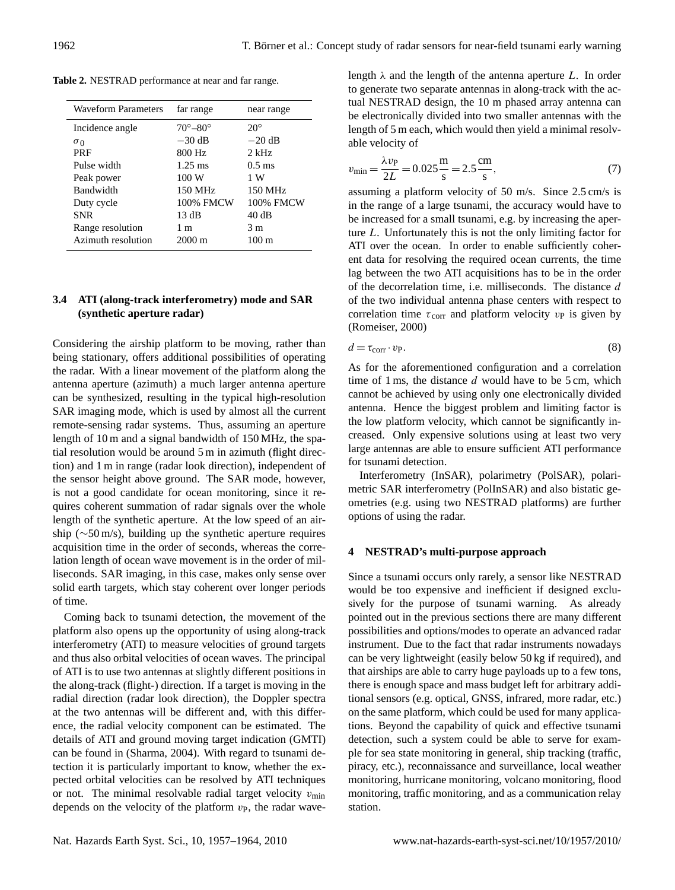**Table 2.** NESTRAD performance at near and far range.

| Waveform Parameters | far range | near range |
|---|---|---|
| Incidence angle | 70°–80° | 20° |
| $\sigma_0$ | −30 dB | −20 dB |
| PRF | 800 Hz | 2 kHz |
| Pulse width | 1.25 ms | 0.5 ms |
| Peak power | 100 W | 1 W |
| Bandwidth | 150 MHz | 150 MHz |
| Duty cycle | 100% FMCW | 100% FMCW |
| SNR | 13 dB | 40 dB |
| Range resolution | 1 m | 3 m |
| Azimuth resolution | 2000 m | 100 m |

### 3.4 ATI (along-track interferometry) mode and SAR (synthetic aperture radar)

Considering the airship platform to be moving, rather than being stationary, offers additional possibilities of operating the radar. With a linear movement of the platform along the antenna aperture (azimuth) a much larger antenna aperture can be synthesized, resulting in the typical high-resolution SAR imaging mode, which is used by almost all the current remote-sensing radar systems. Thus, assuming an aperture length of 10 m and a signal bandwidth of 150 MHz, the spatial resolution would be around 5 m in azimuth (flight direction) and 1 m in range (radar look direction), independent of the sensor height above ground. The SAR mode, however, is not a good candidate for ocean monitoring, since it requires coherent summation of radar signals over the whole length of the synthetic aperture. At the low speed of an airship (∼50 m/s), building up the synthetic aperture requires acquisition time in the order of seconds, whereas the correlation length of ocean wave movement is in the order of milliseconds. SAR imaging, in this case, makes only sense over solid earth targets, which stay coherent over longer periods of time.

Coming back to tsunami detection, the movement of the platform also opens up the opportunity of using along-track interferometry (ATI) to measure velocities of ground targets and thus also orbital velocities of ocean waves. The principal of ATI is to use two antennas at slightly different positions in the along-track (flight-) direction. If a target is moving in the radial direction (radar look direction), the Doppler spectra at the two antennas will be different and, with this difference, the radial velocity component can be estimated. The details of ATI and ground moving target indication (GMTI) can be found in (Sharma, 2004). With regard to tsunami detection it is particularly important to know, whether the expected orbital velocities can be resolved by ATI techniques or not. The minimal resolvable radial target velocity $v_{\min}$ depends on the velocity of the platform $v_P$, the radar wavelength $\lambda$ and the length of the antenna aperture $L$. In order to generate two separate antennas in along-track with the actual NESTRAD design, the 10 m phased array antenna can be electronically divided into two smaller antennas with the length of 5 m each, which would then yield a minimal resolvable velocity of

$$v_{\min} = \frac{\lambda v_P}{2L} = 0.025\frac{\text{m}}{\text{s}} = 2.5\frac{\text{cm}}{\text{s}}, \tag{7}$$

assuming a platform velocity of 50 m/s. Since 2.5 cm/s is in the range of a large tsunami, the accuracy would have to be increased for a small tsunami, e.g. by increasing the aperture $L$. Unfortunately this is not the only limiting factor for ATI over the ocean. In order to enable sufficiently coherent data for resolving the required ocean currents, the time lag between the two ATI acquisitions has to be in the order of the decorrelation time, i.e. milliseconds. The distance $d$ of the two individual antenna phase centers with respect to correlation time $\tau_{\text{corr}}$ and platform velocity $v_P$ is given by (Romeiser, 2000)

$$d = \tau_{\text{corr}} \cdot v_P. \tag{8}$$

As for the aforementioned configuration and a correlation time of 1 ms, the distance $d$ would have to be 5 cm, which cannot be achieved by using only one electronically divided antenna. Hence the biggest problem and limiting factor is the low platform velocity, which cannot be significantly increased. Only expensive solutions using at least two very large antennas are able to ensure sufficient ATI performance for tsunami detection.

Interferometry (InSAR), polarimetry (PolSAR), polarimetric SAR interferometry (PolInSAR) and also bistatic geometries (e.g. using two NESTRAD platforms) are further options of using the radar.

## 4 NESTRAD's multi-purpose approach

Since a tsunami occurs only rarely, a sensor like NESTRAD would be too expensive and inefficient if designed exclusively for the purpose of tsunami warning. As already pointed out in the previous sections there are many different possibilities and options/modes to operate an advanced radar instrument. Due to the fact that radar instruments nowadays can be very lightweight (easily below 50 kg if required), and that airships are able to carry huge payloads up to a few tons, there is enough space and mass budget left for arbitrary additional sensors (e.g. optical, GNSS, infrared, more radar, etc.) on the same platform, which could be used for many applications. Beyond the capability of quick and effective tsunami detection, such a system could be able to serve for example for sea state monitoring in general, ship tracking (traffic, piracy, etc.), reconnaissance and surveillance, local weather monitoring, hurricane monitoring, volcano monitoring, flood monitoring, traffic monitoring, and as a communication relay station.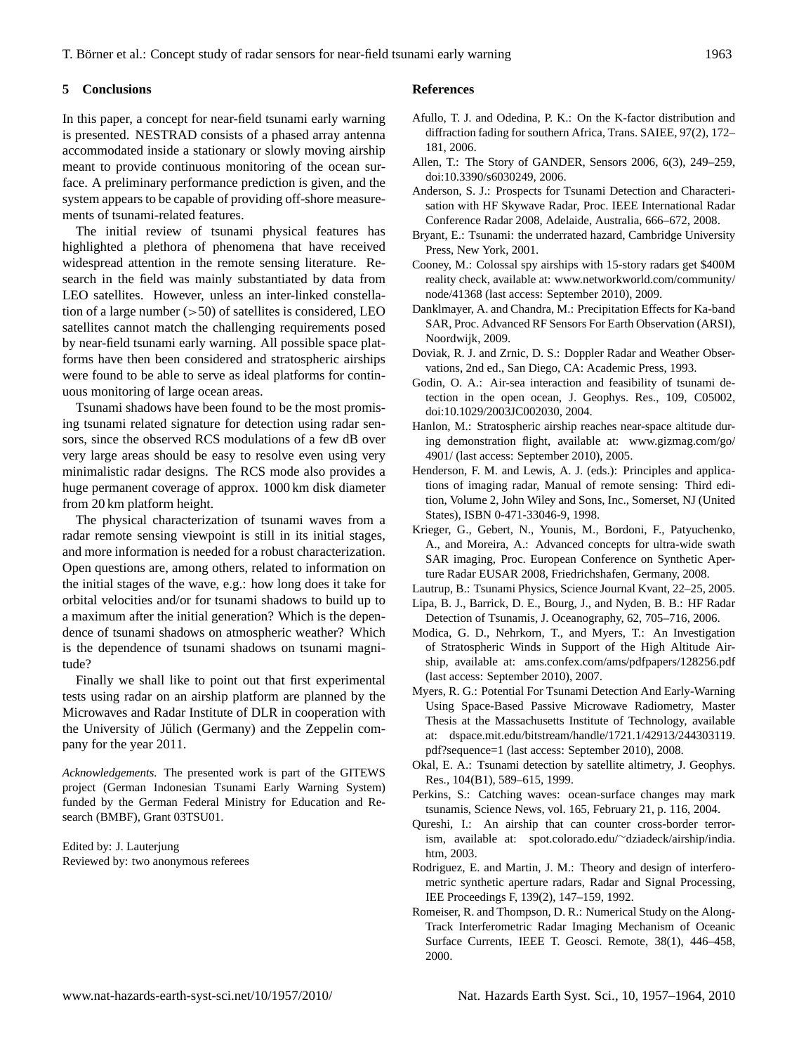## 5 Conclusions

In this paper, a concept for near-field tsunami early warning is presented. NESTRAD consists of a phased array antenna accommodated inside a stationary or slowly moving airship meant to provide continuous monitoring of the ocean surface. A preliminary performance prediction is given, and the system appears to be capable of providing off-shore measurements of tsunami-related features.

The initial review of tsunami physical features has highlighted a plethora of phenomena that have received widespread attention in the remote sensing literature. Research in the field was mainly substantiated by data from LEO satellites. However, unless an inter-linked constellation of a large number (>50) of satellites is considered, LEO satellites cannot match the challenging requirements posed by near-field tsunami early warning. All possible space platforms have then been considered and stratospheric airships were found to be able to serve as ideal platforms for continuous monitoring of large ocean areas.

Tsunami shadows have been found to be the most promising tsunami related signature for detection using radar sensors, since the observed RCS modulations of a few dB over very large areas should be easy to resolve even using very minimalistic radar designs. The RCS mode also provides a huge permanent coverage of approx. 1000 km disk diameter from 20 km platform height.

The physical characterization of tsunami waves from a radar remote sensing viewpoint is still in its initial stages, and more information is needed for a robust characterization. Open questions are, among others, related to information on the initial stages of the wave, e.g.: how long does it take for orbital velocities and/or for tsunami shadows to build up to a maximum after the initial generation? Which is the dependence of tsunami shadows on atmospheric weather? Which is the dependence of tsunami shadows on tsunami magnitude?

Finally we shall like to point out that first experimental tests using radar on an airship platform are planned by the Microwaves and Radar Institute of DLR in cooperation with the University of Jülich (Germany) and the Zeppelin company for the year 2011.

*Acknowledgements.* The presented work is part of the GITEWS project (German Indonesian Tsunami Early Warning System) funded by the German Federal Ministry for Education and Research (BMBF), Grant 03TSU01.

Edited by: J. Lauterjung
Reviewed by: two anonymous referees

## References

Afullo, T. J. and Odedina, P. K.: On the K-factor distribution and diffraction fading for southern Africa, Trans. SAIEE, 97(2), 172–181, 2006.

Allen, T.: The Story of GANDER, Sensors 2006, 6(3), 249–259, doi:10.3390/s6030249, 2006.

Anderson, S. J.: Prospects for Tsunami Detection and Characterisation with HF Skywave Radar, Proc. IEEE International Radar Conference Radar 2008, Adelaide, Australia, 666–672, 2008.

Bryant, E.: Tsunami: the underrated hazard, Cambridge University Press, New York, 2001.

Cooney, M.: Colossal spy airships with 15-story radars get $400M reality check, available at: www.networkworld.com/community/node/41368 (last access: September 2010), 2009.

Danklmayer, A. and Chandra, M.: Precipitation Effects for Ka-band SAR, Proc. Advanced RF Sensors For Earth Observation (ARSI), Noordwijk, 2009.

Doviak, R. J. and Zrnic, D. S.: Doppler Radar and Weather Observations, 2nd ed., San Diego, CA: Academic Press, 1993.

Godin, O. A.: Air-sea interaction and feasibility of tsunami detection in the open ocean, J. Geophys. Res., 109, C05002, doi:10.1029/2003JC002030, 2004.

Hanlon, M.: Stratospheric airship reaches near-space altitude during demonstration flight, available at: www.gizmag.com/go/4901/ (last access: September 2010), 2005.

Henderson, F. M. and Lewis, A. J. (eds.): Principles and applications of imaging radar, Manual of remote sensing: Third edition, Volume 2, John Wiley and Sons, Inc., Somerset, NJ (United States), ISBN 0-471-33046-9, 1998.

Krieger, G., Gebert, N., Younis, M., Bordoni, F., Patyuchenko, A., and Moreira, A.: Advanced concepts for ultra-wide swath SAR imaging, Proc. European Conference on Synthetic Aperture Radar EUSAR 2008, Friedrichshafen, Germany, 2008.

Lautrup, B.: Tsunami Physics, Science Journal Kvant, 22–25, 2005.

Lipa, B. J., Barrick, D. E., Bourg, J., and Nyden, B. B.: HF Radar Detection of Tsunamis, J. Oceanography, 62, 705–716, 2006.

Modica, G. D., Nehrkorn, T., and Myers, T.: An Investigation of Stratospheric Winds in Support of the High Altitude Airship, available at: ams.confex.com/ams/pdfpapers/128256.pdf (last access: September 2010), 2007.

Myers, R. G.: Potential For Tsunami Detection And Early-Warning Using Space-Based Passive Microwave Radiometry, Master Thesis at the Massachusetts Institute of Technology, available at: dspace.mit.edu/bitstream/handle/1721.1/42913/244303119.pdf?sequence=1 (last access: September 2010), 2008.

Okal, E. A.: Tsunami detection by satellite altimetry, J. Geophys. Res., 104(B1), 589–615, 1999.

Perkins, S.: Catching waves: ocean-surface changes may mark tsunamis, Science News, vol. 165, February 21, p. 116, 2004.

Qureshi, I.: An airship that can counter cross-border terrorism, available at: spot.colorado.edu/~dziadeck/airship/india.htm, 2003.

Rodriguez, E. and Martin, J. M.: Theory and design of interferometric synthetic aperture radars, Radar and Signal Processing, IEE Proceedings F, 139(2), 147–159, 1992.

Romeiser, R. and Thompson, D. R.: Numerical Study on the Along-Track Interferometric Radar Imaging Mechanism of Oceanic Surface Currents, IEEE T. Geosci. Remote, 38(1), 446–458, 2000.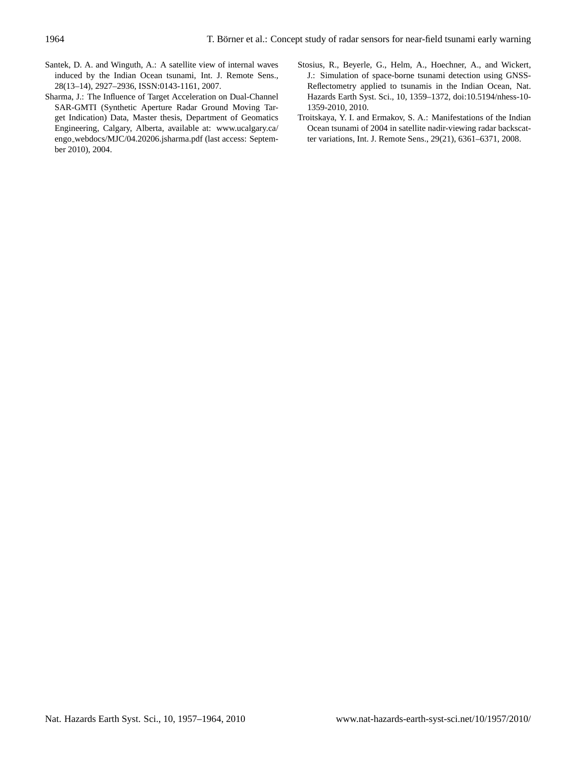Santek, D. A. and Winguth, A.: A satellite view of internal waves induced by the Indian Ocean tsunami, Int. J. Remote Sens., 28(13–14), 2927–2936, ISSN:0143-1161, 2007.

Sharma, J.: The Influence of Target Acceleration on Dual-Channel SAR-GMTI (Synthetic Aperture Radar Ground Moving Target Indication) Data, Master thesis, Department of Geomatics Engineering, Calgary, Alberta, available at: www.ucalgary.ca/engo_webdocs/MJC/04.20206.jsharma.pdf (last access: September 2010), 2004.

Stosius, R., Beyerle, G., Helm, A., Hoechner, A., and Wickert, J.: Simulation of space-borne tsunami detection using GNSS-Reflectometry applied to tsunamis in the Indian Ocean, Nat. Hazards Earth Syst. Sci., 10, 1359–1372, doi:10.5194/nhess-10-1359-2010, 2010.

Troitskaya, Y. I. and Ermakov, S. A.: Manifestations of the Indian Ocean tsunami of 2004 in satellite nadir-viewing radar backscatter variations, Int. J. Remote Sens., 29(21), 6361–6371, 2008.